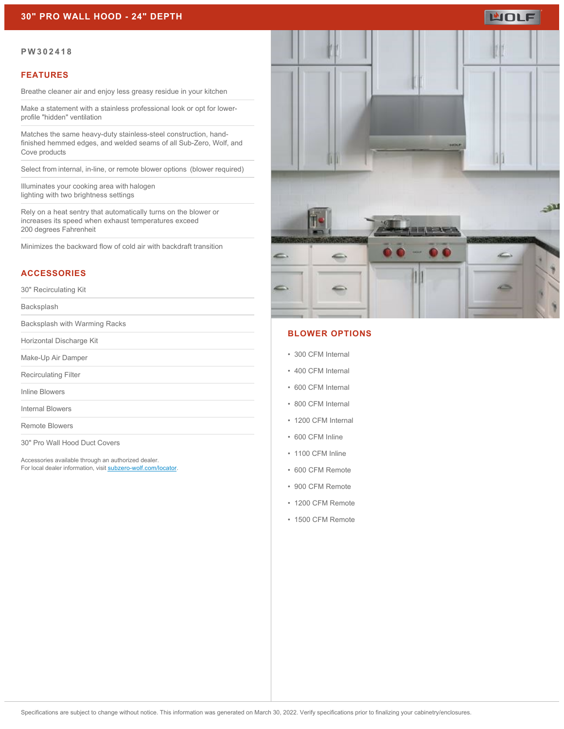# 30" PRO WALL HOOD - 24" DEPTH

**PW302418**

## FEATURES

Breathe cleaner air and enjoy less greasy residue in your kitchen

Make a statement with a stainless professional look or opt for lower-profile "hidden" ventilation

Matches the same heavy-duty stainless-steel construction, hand-finished hemmed edges, and welded seams of all Sub-Zero, Wolf, and Cove products

Select from internal, in-line, or remote blower options (blower required)

Illuminates your cooking area with halogen lighting with two brightness settings

Rely on a heat sentry that automatically turns on the blower or increases its speed when exhaust temperatures exceed 200 degrees Fahrenheit

Minimizes the backward flow of cold air with backdraft transition

## ACCESSORIES

30" Recirculating Kit

Backsplash

Backsplash with Warming Racks

Horizontal Discharge Kit

Make-Up Air Damper

Recirculating Filter

Inline Blowers

Internal Blowers

Remote Blowers

30" Pro Wall Hood Duct Covers

Accessories available through an authorized dealer.
For local dealer information, visit subzero-wolf.com/locator.

## BLOWER OPTIONS

- 300 CFM Internal
- 400 CFM Internal
- 600 CFM Internal
- 800 CFM Internal
- 1200 CFM Internal
- 600 CFM Inline
- 1100 CFM Inline
- 600 CFM Remote
- 900 CFM Remote
- 1200 CFM Remote
- 1500 CFM Remote

Specifications are subject to change without notice. This information was generated on March 30, 2022. Verify specifications prior to finalizing your cabinetry/enclosures.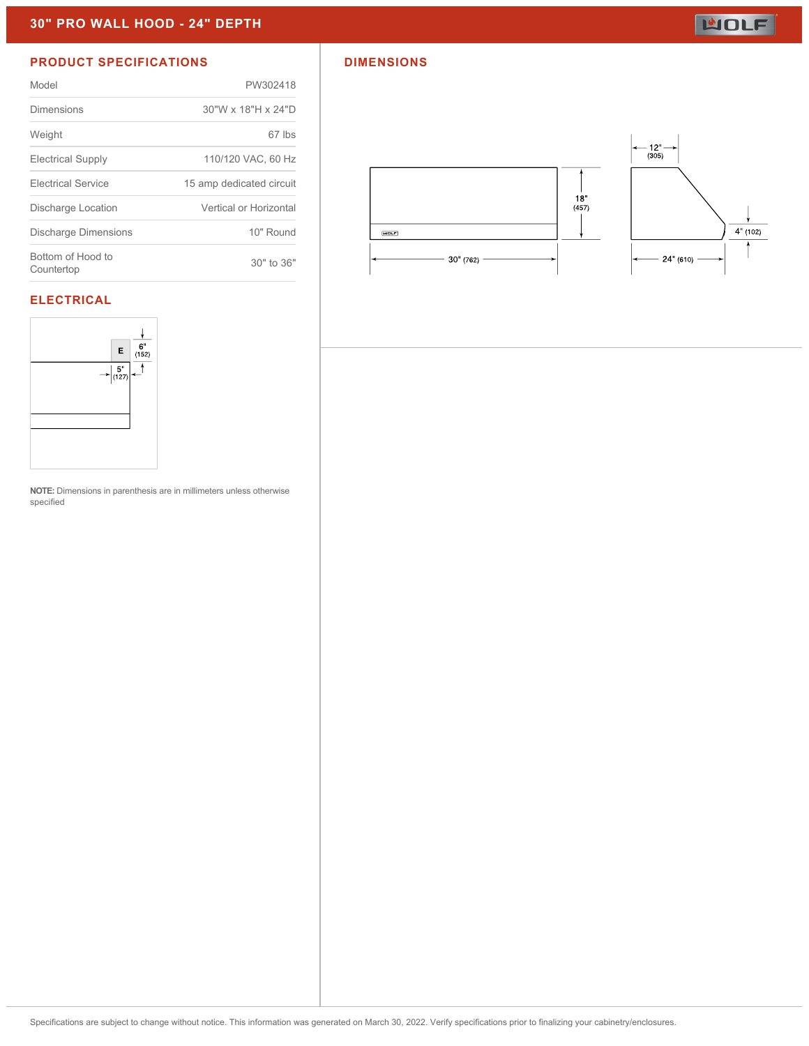# 30" PRO WALL HOOD - 24" DEPTH

## PRODUCT SPECIFICATIONS

| | |
|---|---|
| Model | PW302418 |
| Dimensions | 30"W x 18"H x 24"D |
| Weight | 67 lbs |
| Electrical Supply | 110/120 VAC, 60 Hz |
| Electrical Service | 15 amp dedicated circuit |
| Discharge Location | Vertical or Horizontal |
| Discharge Dimensions | 10" Round |
| Bottom of Hood to Countertop | 30" to 36" |

## ELECTRICAL

E

6" (152)

5" (127)

**NOTE:** Dimensions in parenthesis are in millimeters unless otherwise specified

## DIMENSIONS

12" (305)

18" (457)

4" (102)

30" (762)

24" (610)

Specifications are subject to change without notice. This information was generated on March 30, 2022. Verify specifications prior to finalizing your cabinetry/enclosures.